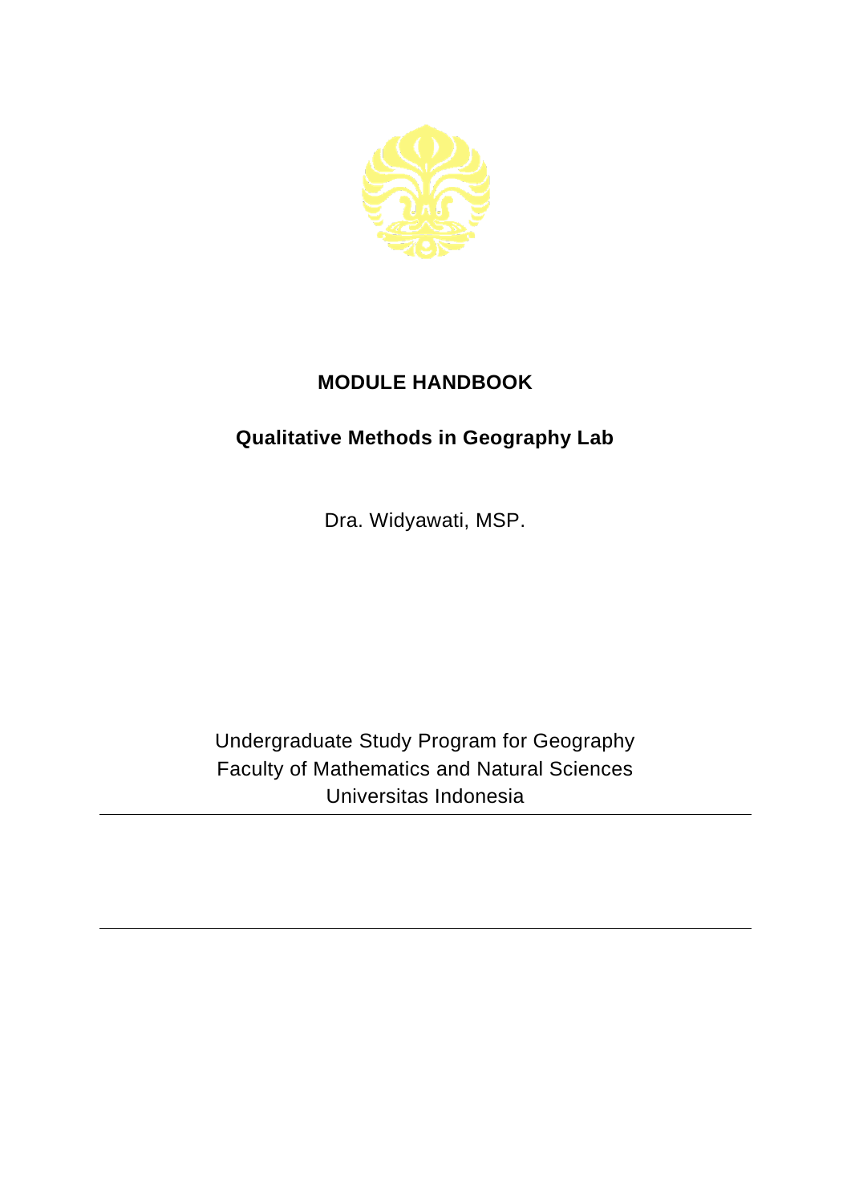# MODULE HANDBOOK

## Qualitative Methods in Geography Lab

Dra. Widyawati, MSP.

Undergraduate Study Program for Geography
Faculty of Mathematics and Natural Sciences
Universitas Indonesia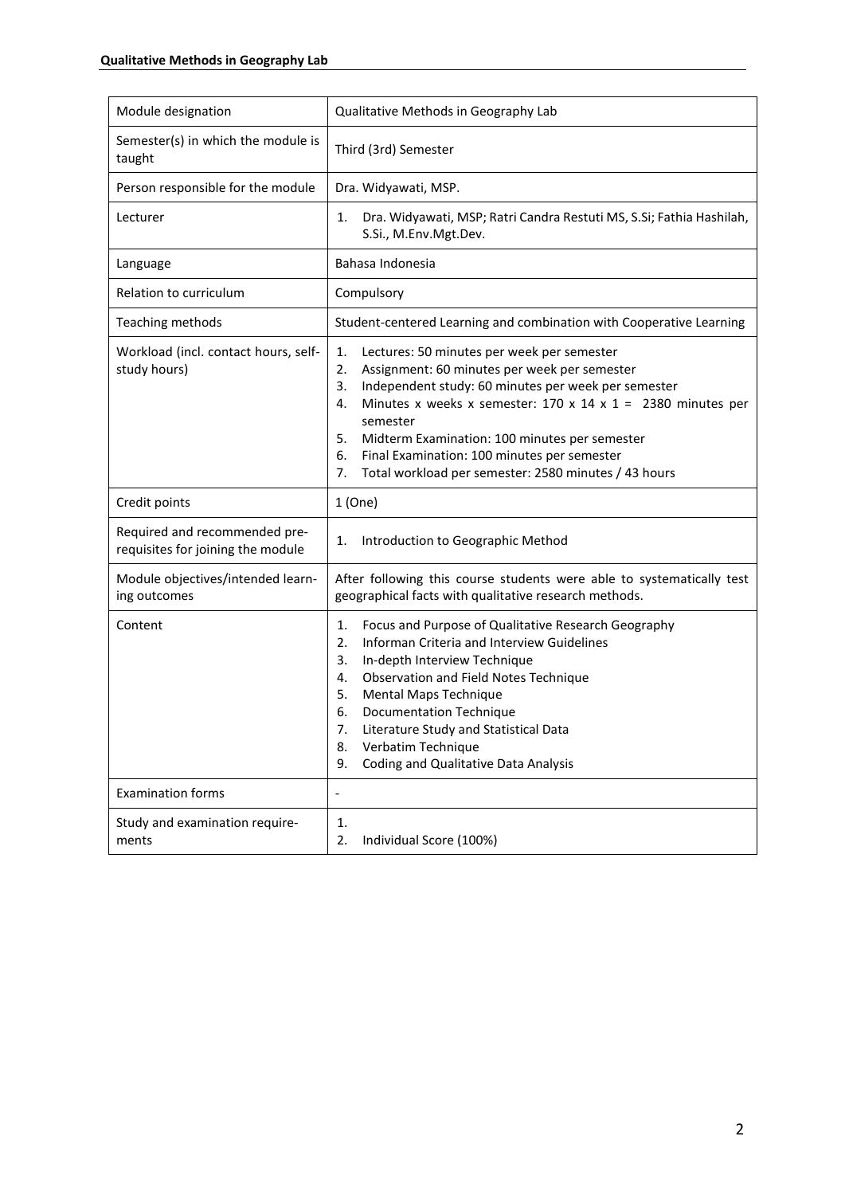| Module designation | Qualitative Methods in Geography Lab |
|---|---|
| Semester(s) in which the module is taught | Third (3rd) Semester |
| Person responsible for the module | Dra. Widyawati, MSP. |
| Lecturer | 1. Dra. Widyawati, MSP; Ratri Candra Restuti MS, S.Si; Fathia Hashilah, S.Si., M.Env.Mgt.Dev. |
| Language | Bahasa Indonesia |
| Relation to curriculum | Compulsory |
| Teaching methods | Student-centered Learning and combination with Cooperative Learning |
| Workload (incl. contact hours, self-study hours) | 1. Lectures: 50 minutes per week per semester<br>2. Assignment: 60 minutes per week per semester<br>3. Independent study: 60 minutes per week per semester<br>4. Minutes x weeks x semester: 170 x 14 x 1 = 2380 minutes per semester<br>5. Midterm Examination: 100 minutes per semester<br>6. Final Examination: 100 minutes per semester<br>7. Total workload per semester: 2580 minutes / 43 hours |
| Credit points | 1 (One) |
| Required and recommended pre-requisites for joining the module | 1. Introduction to Geographic Method |
| Module objectives/intended learn-ing outcomes | After following this course students were able to systematically test geographical facts with qualitative research methods. |
| Content | 1. Focus and Purpose of Qualitative Research Geography<br>2. Informan Criteria and Interview Guidelines<br>3. In-depth Interview Technique<br>4. Observation and Field Notes Technique<br>5. Mental Maps Technique<br>6. Documentation Technique<br>7. Literature Study and Statistical Data<br>8. Verbatim Technique<br>9. Coding and Qualitative Data Analysis |
| Examination forms | - |
| Study and examination require-ments | 1.<br>2. Individual Score (100%) |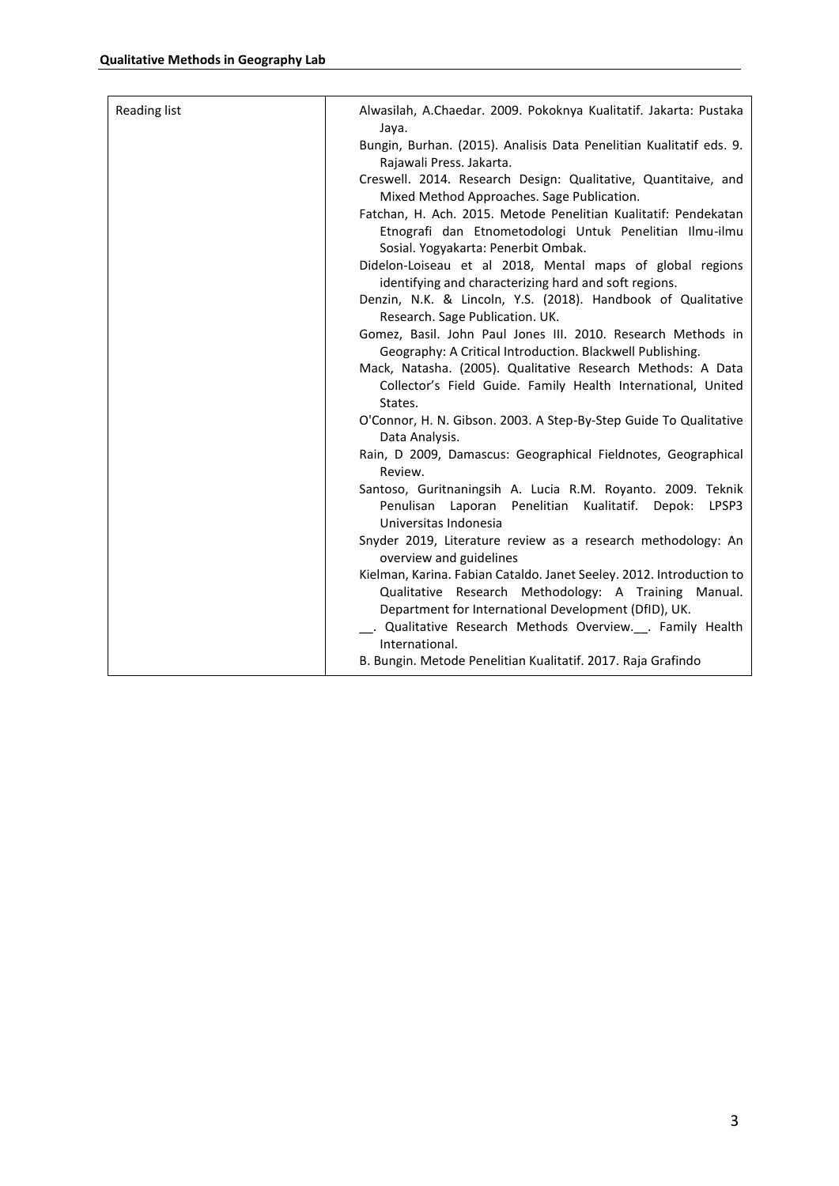| | |
|---|---|
| Reading list | Alwasilah, A.Chaedar. 2009. Pokoknya Kualitatif. Jakarta: Pustaka Jaya.<br>Bungin, Burhan. (2015). Analisis Data Penelitian Kualitatif eds. 9. Rajawali Press. Jakarta.<br>Creswell. 2014. Research Design: Qualitative, Quantitaive, and Mixed Method Approaches. Sage Publication.<br>Fatchan, H. Ach. 2015. Metode Penelitian Kualitatif: Pendekatan Etnografi dan Etnometodologi Untuk Penelitian Ilmu-ilmu Sosial. Yogyakarta: Penerbit Ombak.<br>Didelon-Loiseau et al 2018, Mental maps of global regions identifying and characterizing hard and soft regions.<br>Denzin, N.K. & Lincoln, Y.S. (2018). Handbook of Qualitative Research. Sage Publication. UK.<br>Gomez, Basil. John Paul Jones III. 2010. Research Methods in Geography: A Critical Introduction. Blackwell Publishing.<br>Mack, Natasha. (2005). Qualitative Research Methods: A Data Collector's Field Guide. Family Health International, United States.<br>O'Connor, H. N. Gibson. 2003. A Step-By-Step Guide To Qualitative Data Analysis.<br>Rain, D 2009, Damascus: Geographical Fieldnotes, Geographical Review.<br>Santoso, Guritnaningsih A. Lucia R.M. Royanto. 2009. Teknik Penulisan Laporan Penelitian Kualitatif. Depok: LPSP3 Universitas Indonesia<br>Snyder 2019, Literature review as a research methodology: An overview and guidelines<br>Kielman, Karina. Fabian Cataldo. Janet Seeley. 2012. Introduction to Qualitative Research Methodology: A Training Manual. Department for International Development (DfID), UK.<br>__. Qualitative Research Methods Overview.__. Family Health International.<br>B. Bungin. Metode Penelitian Kualitatif. 2017. Raja Grafindo |